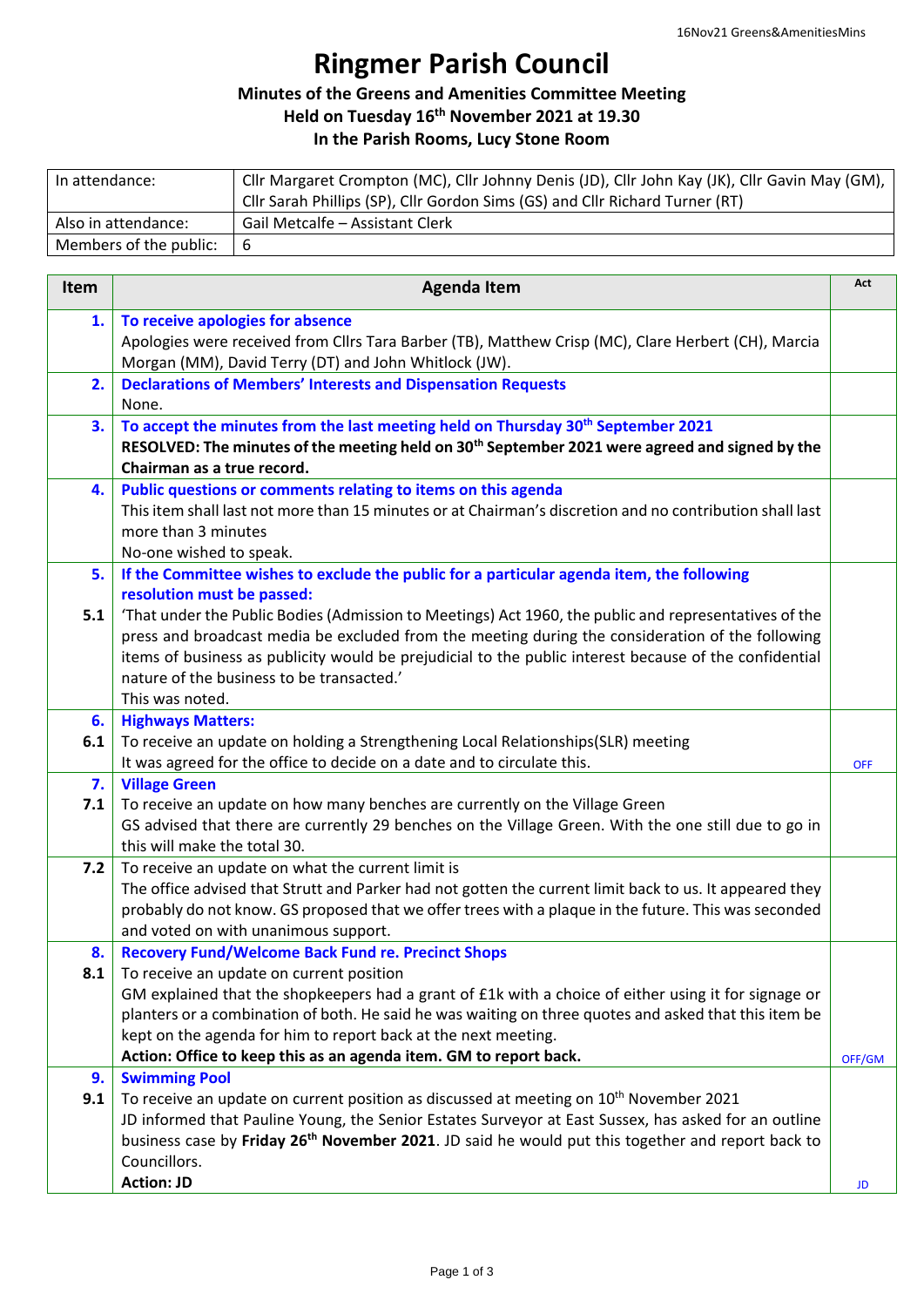# Ringmer Parish Council

### Minutes of the Greens and Amenities Committee Meeting
### Held on Tuesday 16th November 2021 at 19.30
### In the Parish Rooms, Lucy Stone Room

| In attendance: | Cllr Margaret Crompton (MC), Cllr Johnny Denis (JD), Cllr John Kay (JK), Cllr Gavin May (GM), Cllr Sarah Phillips (SP), Cllr Gordon Sims (GS) and Cllr Richard Turner (RT) |
|---|---|
| Also in attendance: | Gail Metcalfe – Assistant Clerk |
| Members of the public: | 6 |

| Item | Agenda Item | Act |
|---|---|---|
| **1.** | **To receive apologies for absence**<br>Apologies were received from Cllrs Tara Barber (TB), Matthew Crisp (MC), Clare Herbert (CH), Marcia Morgan (MM), David Terry (DT) and John Whitlock (JW). | |
| **2.** | **Declarations of Members' Interests and Dispensation Requests**<br>None. | |
| **3.** | **To accept the minutes from the last meeting held on Thursday 30th September 2021**<br>**RESOLVED: The minutes of the meeting held on 30th September 2021 were agreed and signed by the Chairman as a true record.** | |
| **4.** | **Public questions or comments relating to items on this agenda**<br>This item shall last not more than 15 minutes or at Chairman's discretion and no contribution shall last more than 3 minutes<br>No-one wished to speak. | |
| **5.**<br><br>**5.1** | **If the Committee wishes to exclude the public for a particular agenda item, the following resolution must be passed:**<br>'That under the Public Bodies (Admission to Meetings) Act 1960, the public and representatives of the press and broadcast media be excluded from the meeting during the consideration of the following items of business as publicity would be prejudicial to the public interest because of the confidential nature of the business to be transacted.'<br>This was noted. | |
| **6.**<br>**6.1** | **Highways Matters:**<br>To receive an update on holding a Strengthening Local Relationships(SLR) meeting<br>It was agreed for the office to decide on a date and to circulate this. | OFF |
| **7.**<br>**7.1** | **Village Green**<br>To receive an update on how many benches are currently on the Village Green<br>GS advised that there are currently 29 benches on the Village Green. With the one still due to go in this will make the total 30. | |
| **7.2** | To receive an update on what the current limit is<br>The office advised that Strutt and Parker had not gotten the current limit back to us. It appeared they probably do not know. GS proposed that we offer trees with a plaque in the future. This was seconded and voted on with unanimous support. | |
| **8.**<br>**8.1** | **Recovery Fund/Welcome Back Fund re. Precinct Shops**<br>To receive an update on current position<br>GM explained that the shopkeepers had a grant of £1k with a choice of either using it for signage or planters or a combination of both. He said he was waiting on three quotes and asked that this item be kept on the agenda for him to report back at the next meeting.<br>**Action: Office to keep this as an agenda item. GM to report back.** | OFF/GM |
| **9.**<br>**9.1** | **Swimming Pool**<br>To receive an update on current position as discussed at meeting on 10th November 2021<br>JD informed that Pauline Young, the Senior Estates Surveyor at East Sussex, has asked for an outline business case by **Friday 26th November 2021**. JD said he would put this together and report back to Councillors.<br>**Action: JD** | JD |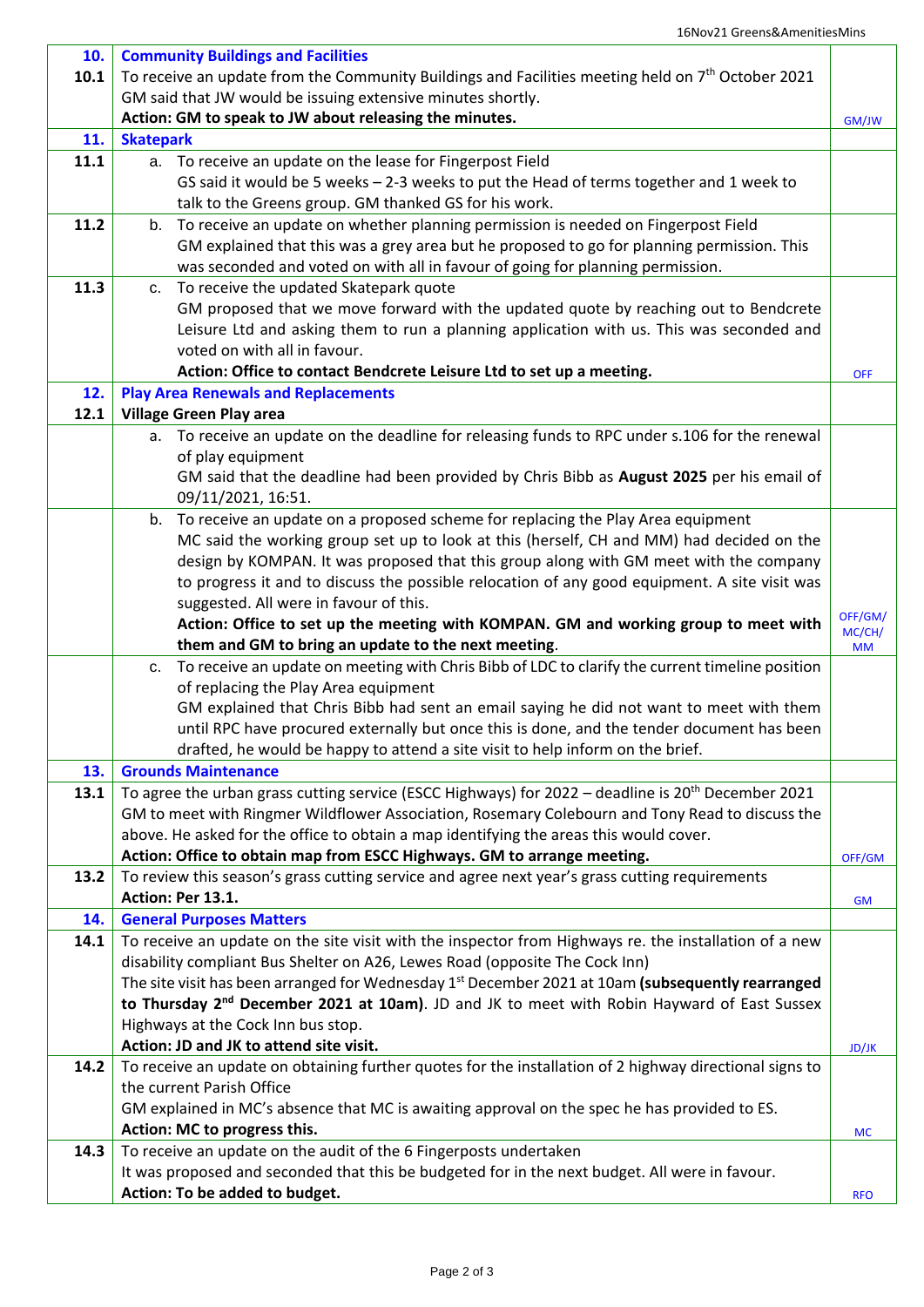| | | |
|---|---|---|
| **10.** | **Community Buildings and Facilities** | |
| **10.1** | To receive an update from the Community Buildings and Facilities meeting held on 7th October 2021<br>GM said that JW would be issuing extensive minutes shortly.<br>**Action: GM to speak to JW about releasing the minutes.** | GM/JW |
| **11.** | **Skatepark** | |
| **11.1** | a. To receive an update on the lease for Fingerpost Field<br>GS said it would be 5 weeks – 2-3 weeks to put the Head of terms together and 1 week to talk to the Greens group. GM thanked GS for his work. | |
| **11.2** | b. To receive an update on whether planning permission is needed on Fingerpost Field<br>GM explained that this was a grey area but he proposed to go for planning permission. This was seconded and voted on with all in favour of going for planning permission. | |
| **11.3** | c. To receive the updated Skatepark quote<br>GM proposed that we move forward with the updated quote by reaching out to Bendcrete Leisure Ltd and asking them to run a planning application with us. This was seconded and voted on with all in favour.<br>**Action: Office to contact Bendcrete Leisure Ltd to set up a meeting.** | OFF |
| **12.** | **Play Area Renewals and Replacements** | |
| **12.1** | **Village Green Play area** | |
| | a. To receive an update on the deadline for releasing funds to RPC under s.106 for the renewal of play equipment<br>GM said that the deadline had been provided by Chris Bibb as **August 2025** per his email of 09/11/2021, 16:51. | |
| | b. To receive an update on a proposed scheme for replacing the Play Area equipment<br>MC said the working group set up to look at this (herself, CH and MM) had decided on the design by KOMPAN. It was proposed that this group along with GM meet with the company to progress it and to discuss the possible relocation of any good equipment. A site visit was suggested. All were in favour of this.<br>**Action: Office to set up the meeting with KOMPAN. GM and working group to meet with them and GM to bring an update to the next meeting**. | OFF/GM/ MC/CH/ MM |
| | c. To receive an update on meeting with Chris Bibb of LDC to clarify the current timeline position of replacing the Play Area equipment<br>GM explained that Chris Bibb had sent an email saying he did not want to meet with them until RPC have procured externally but once this is done, and the tender document has been drafted, he would be happy to attend a site visit to help inform on the brief. | |
| **13.** | **Grounds Maintenance** | |
| **13.1** | To agree the urban grass cutting service (ESCC Highways) for 2022 – deadline is 20th December 2021<br>GM to meet with Ringmer Wildflower Association, Rosemary Colebourn and Tony Read to discuss the above. He asked for the office to obtain a map identifying the areas this would cover.<br>**Action: Office to obtain map from ESCC Highways. GM to arrange meeting.** | OFF/GM |
| **13.2** | To review this season's grass cutting service and agree next year's grass cutting requirements<br>**Action: Per 13.1.** | GM |
| **14.** | **General Purposes Matters** | |
| **14.1** | To receive an update on the site visit with the inspector from Highways re. the installation of a new disability compliant Bus Shelter on A26, Lewes Road (opposite The Cock Inn)<br>The site visit has been arranged for Wednesday 1st December 2021 at 10am **(subsequently rearranged to Thursday 2nd December 2021 at 10am)**. JD and JK to meet with Robin Hayward of East Sussex Highways at the Cock Inn bus stop.<br>**Action: JD and JK to attend site visit.** | JD/JK |
| **14.2** | To receive an update on obtaining further quotes for the installation of 2 highway directional signs to the current Parish Office<br>GM explained in MC's absence that MC is awaiting approval on the spec he has provided to ES.<br>**Action: MC to progress this.** | MC |
| **14.3** | To receive an update on the audit of the 6 Fingerposts undertaken<br>It was proposed and seconded that this be budgeted for in the next budget. All were in favour.<br>**Action: To be added to budget.** | RFO |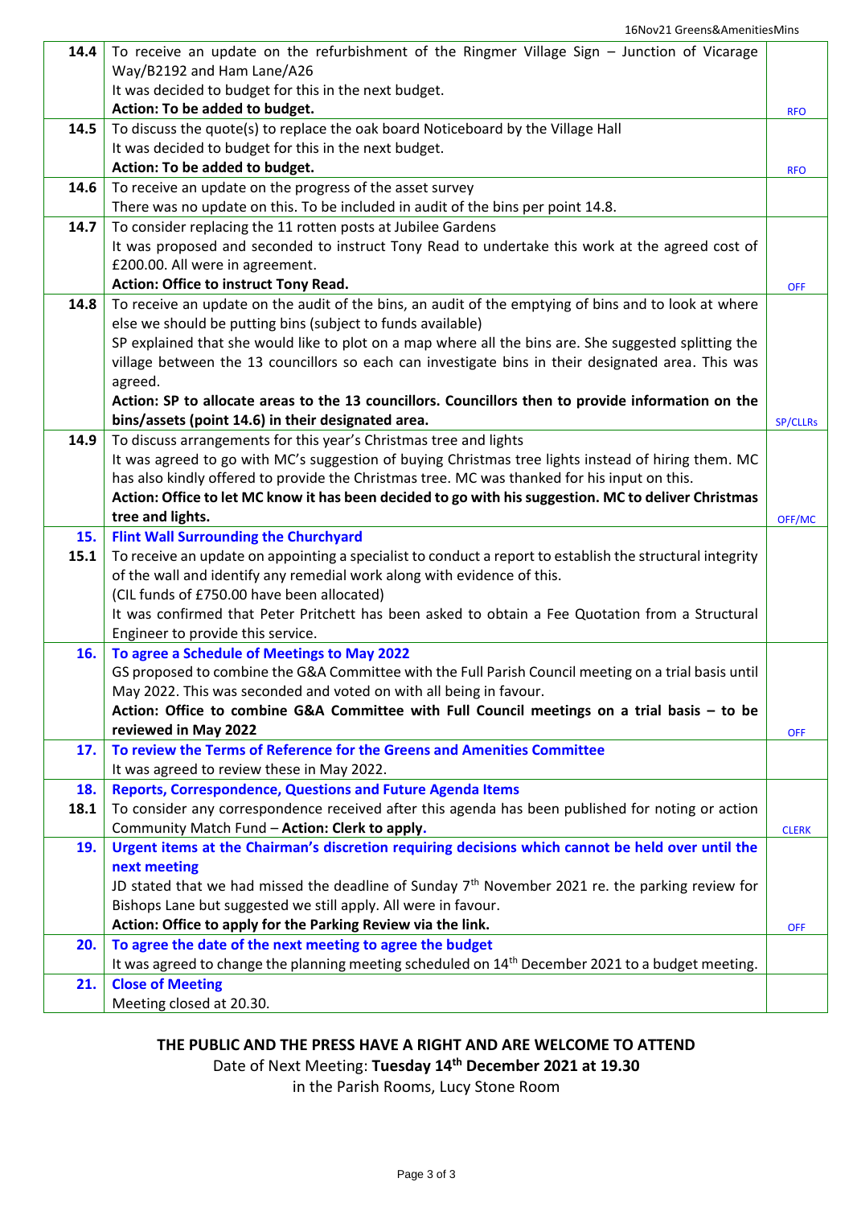| | | |
|---|---|---|
| **14.4** | To receive an update on the refurbishment of the Ringmer Village Sign – Junction of Vicarage Way/B2192 and Ham Lane/A26<br>It was decided to budget for this in the next budget.<br>**Action: To be added to budget.** | RFO |
| **14.5** | To discuss the quote(s) to replace the oak board Noticeboard by the Village Hall<br>It was decided to budget for this in the next budget.<br>**Action: To be added to budget.** | RFO |
| **14.6** | To receive an update on the progress of the asset survey<br>There was no update on this. To be included in audit of the bins per point 14.8. | |
| **14.7** | To consider replacing the 11 rotten posts at Jubilee Gardens<br>It was proposed and seconded to instruct Tony Read to undertake this work at the agreed cost of £200.00. All were in agreement.<br>**Action: Office to instruct Tony Read.** | OFF |
| **14.8** | To receive an update on the audit of the bins, an audit of the emptying of bins and to look at where else we should be putting bins (subject to funds available)<br>SP explained that she would like to plot on a map where all the bins are. She suggested splitting the village between the 13 councillors so each can investigate bins in their designated area. This was agreed.<br>**Action: SP to allocate areas to the 13 councillors. Councillors then to provide information on the bins/assets (point 14.6) in their designated area.** | SP/CLLRs |
| **14.9** | To discuss arrangements for this year's Christmas tree and lights<br>It was agreed to go with MC's suggestion of buying Christmas tree lights instead of hiring them. MC has also kindly offered to provide the Christmas tree. MC was thanked for his input on this.<br>**Action: Office to let MC know it has been decided to go with his suggestion. MC to deliver Christmas tree and lights.** | OFF/MC |
| **15.** | **Flint Wall Surrounding the Churchyard** | |
| **15.1** | To receive an update on appointing a specialist to conduct a report to establish the structural integrity of the wall and identify any remedial work along with evidence of this.<br>(CIL funds of £750.00 have been allocated)<br>It was confirmed that Peter Pritchett has been asked to obtain a Fee Quotation from a Structural Engineer to provide this service. | |
| **16.** | **To agree a Schedule of Meetings to May 2022**<br>GS proposed to combine the G&A Committee with the Full Parish Council meeting on a trial basis until May 2022. This was seconded and voted on with all being in favour.<br>**Action: Office to combine G&A Committee with Full Council meetings on a trial basis – to be reviewed in May 2022** | OFF |
| **17.** | **To review the Terms of Reference for the Greens and Amenities Committee**<br>It was agreed to review these in May 2022. | |
| **18.** | **Reports, Correspondence, Questions and Future Agenda Items** | |
| **18.1** | To consider any correspondence received after this agenda has been published for noting or action<br>Community Match Fund – **Action: Clerk to apply.** | CLERK |
| **19.** | **Urgent items at the Chairman's discretion requiring decisions which cannot be held over until the next meeting**<br>JD stated that we had missed the deadline of Sunday 7th November 2021 re. the parking review for Bishops Lane but suggested we still apply. All were in favour.<br>**Action: Office to apply for the Parking Review via the link.** | OFF |
| **20.** | **To agree the date of the next meeting to agree the budget**<br>It was agreed to change the planning meeting scheduled on 14th December 2021 to a budget meeting. | |
| **21.** | **Close of Meeting**<br>Meeting closed at 20.30. | |

**THE PUBLIC AND THE PRESS HAVE A RIGHT AND ARE WELCOME TO ATTEND**

Date of Next Meeting: **Tuesday 14th December 2021 at 19.30**

in the Parish Rooms, Lucy Stone Room